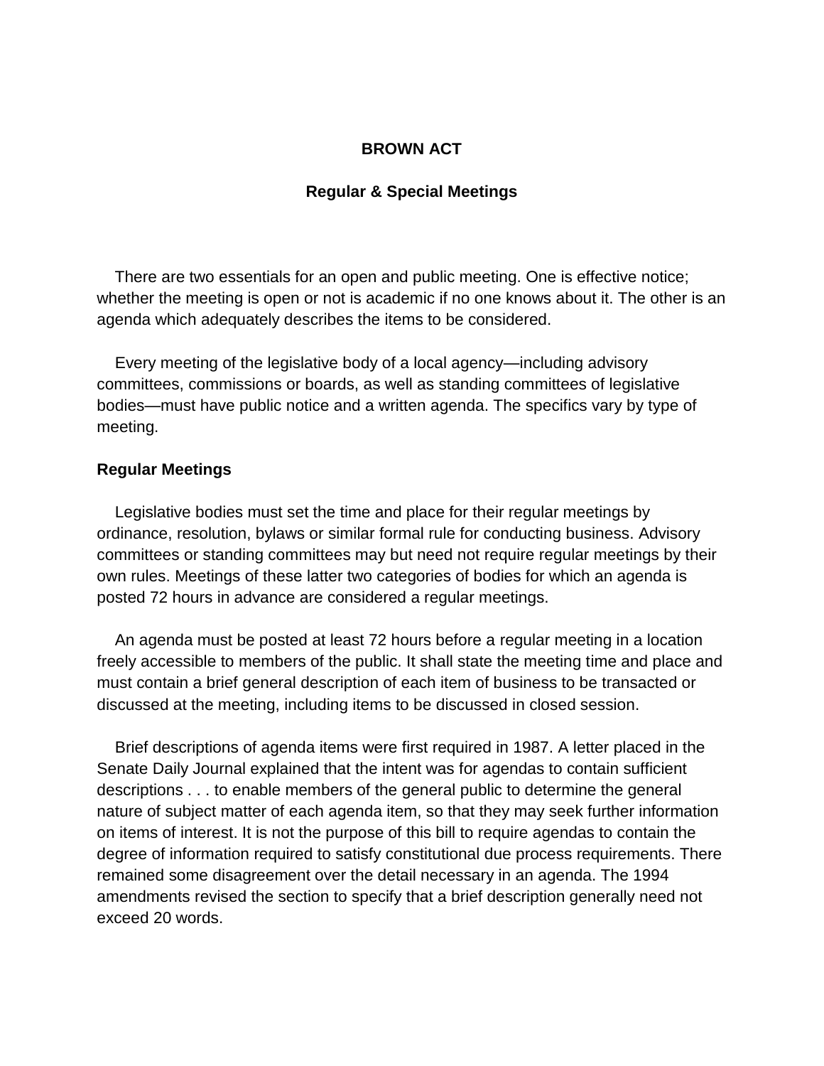# BROWN ACT

## Regular & Special Meetings

There are two essentials for an open and public meeting. One is effective notice; whether the meeting is open or not is academic if no one knows about it. The other is an agenda which adequately describes the items to be considered.

Every meeting of the legislative body of a local agency—including advisory committees, commissions or boards, as well as standing committees of legislative bodies—must have public notice and a written agenda. The specifics vary by type of meeting.

**Regular Meetings**

Legislative bodies must set the time and place for their regular meetings by ordinance, resolution, bylaws or similar formal rule for conducting business. Advisory committees or standing committees may but need not require regular meetings by their own rules. Meetings of these latter two categories of bodies for which an agenda is posted 72 hours in advance are considered a regular meetings.

An agenda must be posted at least 72 hours before a regular meeting in a location freely accessible to members of the public. It shall state the meeting time and place and must contain a brief general description of each item of business to be transacted or discussed at the meeting, including items to be discussed in closed session.

Brief descriptions of agenda items were first required in 1987. A letter placed in the Senate Daily Journal explained that the intent was for agendas to contain sufficient descriptions . . . to enable members of the general public to determine the general nature of subject matter of each agenda item, so that they may seek further information on items of interest. It is not the purpose of this bill to require agendas to contain the degree of information required to satisfy constitutional due process requirements. There remained some disagreement over the detail necessary in an agenda. The 1994 amendments revised the section to specify that a brief description generally need not exceed 20 words.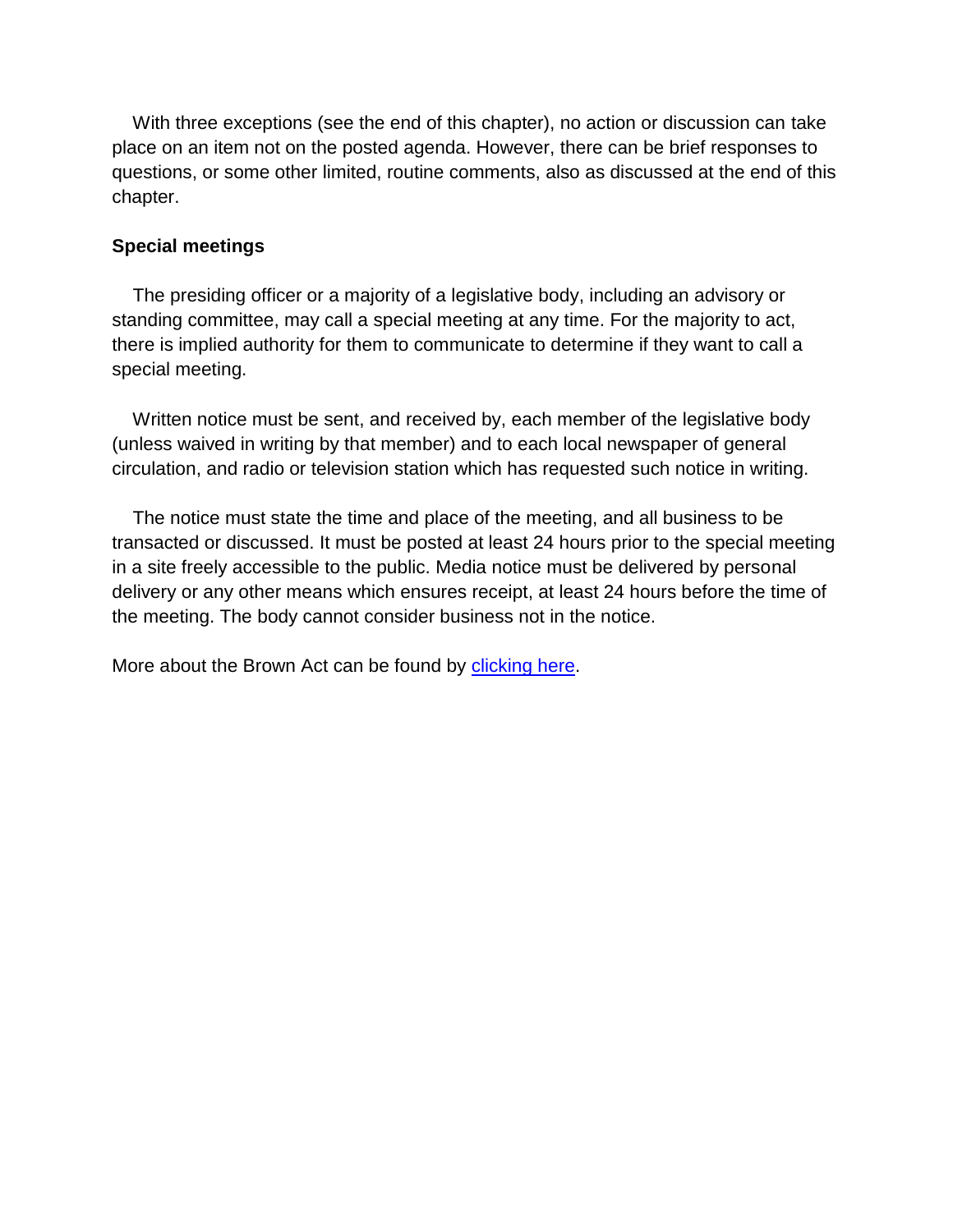With three exceptions (see the end of this chapter), no action or discussion can take place on an item not on the posted agenda. However, there can be brief responses to questions, or some other limited, routine comments, also as discussed at the end of this chapter.

**Special meetings**

The presiding officer or a majority of a legislative body, including an advisory or standing committee, may call a special meeting at any time. For the majority to act, there is implied authority for them to communicate to determine if they want to call a special meeting.

Written notice must be sent, and received by, each member of the legislative body (unless waived in writing by that member) and to each local newspaper of general circulation, and radio or television station which has requested such notice in writing.

The notice must state the time and place of the meeting, and all business to be transacted or discussed. It must be posted at least 24 hours prior to the special meeting in a site freely accessible to the public. Media notice must be delivered by personal delivery or any other means which ensures receipt, at least 24 hours before the time of the meeting. The body cannot consider business not in the notice.

More about the Brown Act can be found by clicking here.